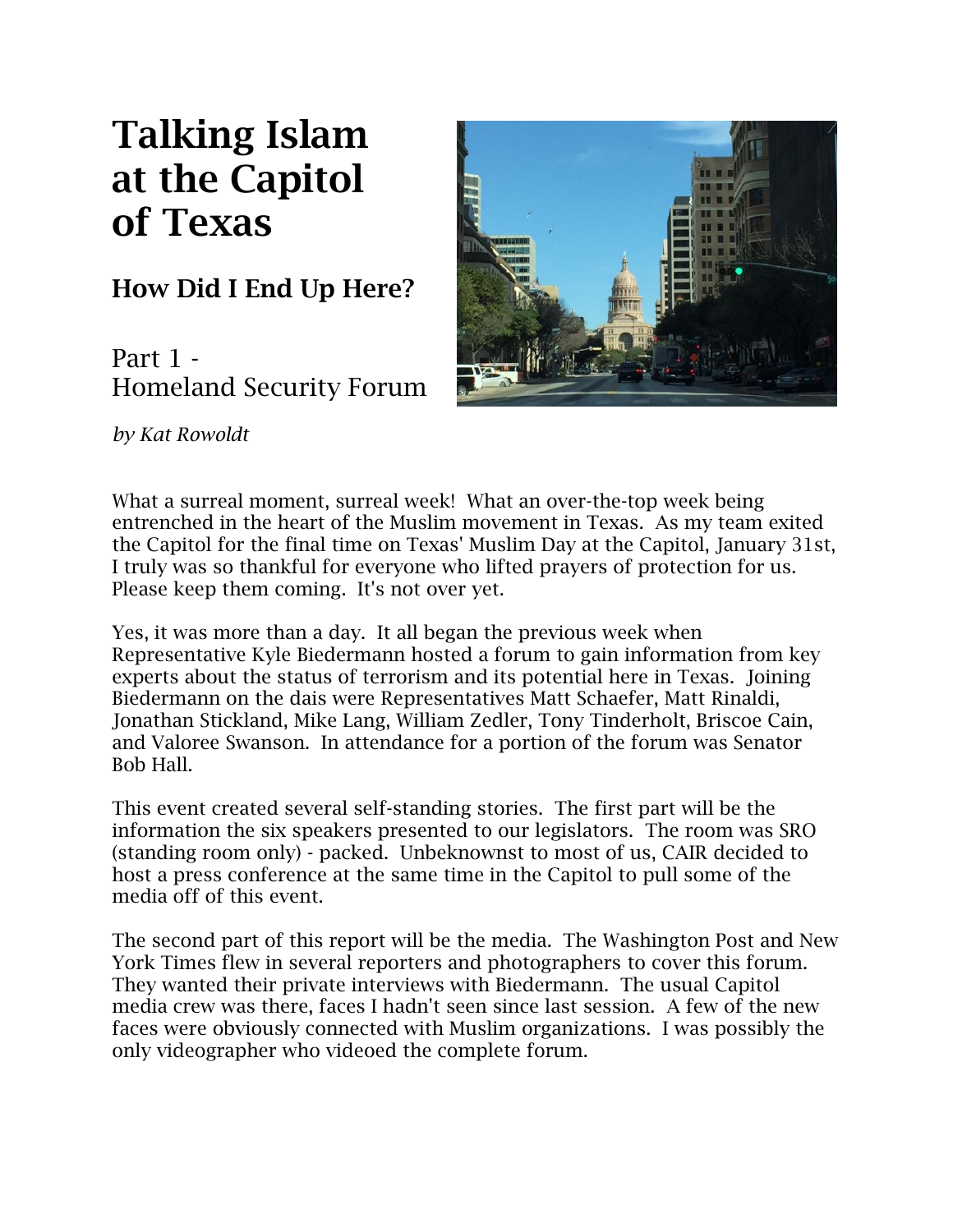# Talking Islam at the Capitol of Texas

## How Did I End Up Here?

### Part 1 - Homeland Security Forum

*by Kat Rowoldt*

What a surreal moment, surreal week! What an over-the-top week being entrenched in the heart of the Muslim movement in Texas. As my team exited the Capitol for the final time on Texas' Muslim Day at the Capitol, January 31st, I truly was so thankful for everyone who lifted prayers of protection for us. Please keep them coming. It's not over yet.

Yes, it was more than a day. It all began the previous week when Representative Kyle Biedermann hosted a forum to gain information from key experts about the status of terrorism and its potential here in Texas. Joining Biedermann on the dais were Representatives Matt Schaefer, Matt Rinaldi, Jonathan Stickland, Mike Lang, William Zedler, Tony Tinderholt, Briscoe Cain, and Valoree Swanson. In attendance for a portion of the forum was Senator Bob Hall.

This event created several self-standing stories. The first part will be the information the six speakers presented to our legislators. The room was SRO (standing room only) - packed. Unbeknownst to most of us, CAIR decided to host a press conference at the same time in the Capitol to pull some of the media off of this event.

The second part of this report will be the media. The Washington Post and New York Times flew in several reporters and photographers to cover this forum. They wanted their private interviews with Biedermann. The usual Capitol media crew was there, faces I hadn't seen since last session. A few of the new faces were obviously connected with Muslim organizations. I was possibly the only videographer who videoed the complete forum.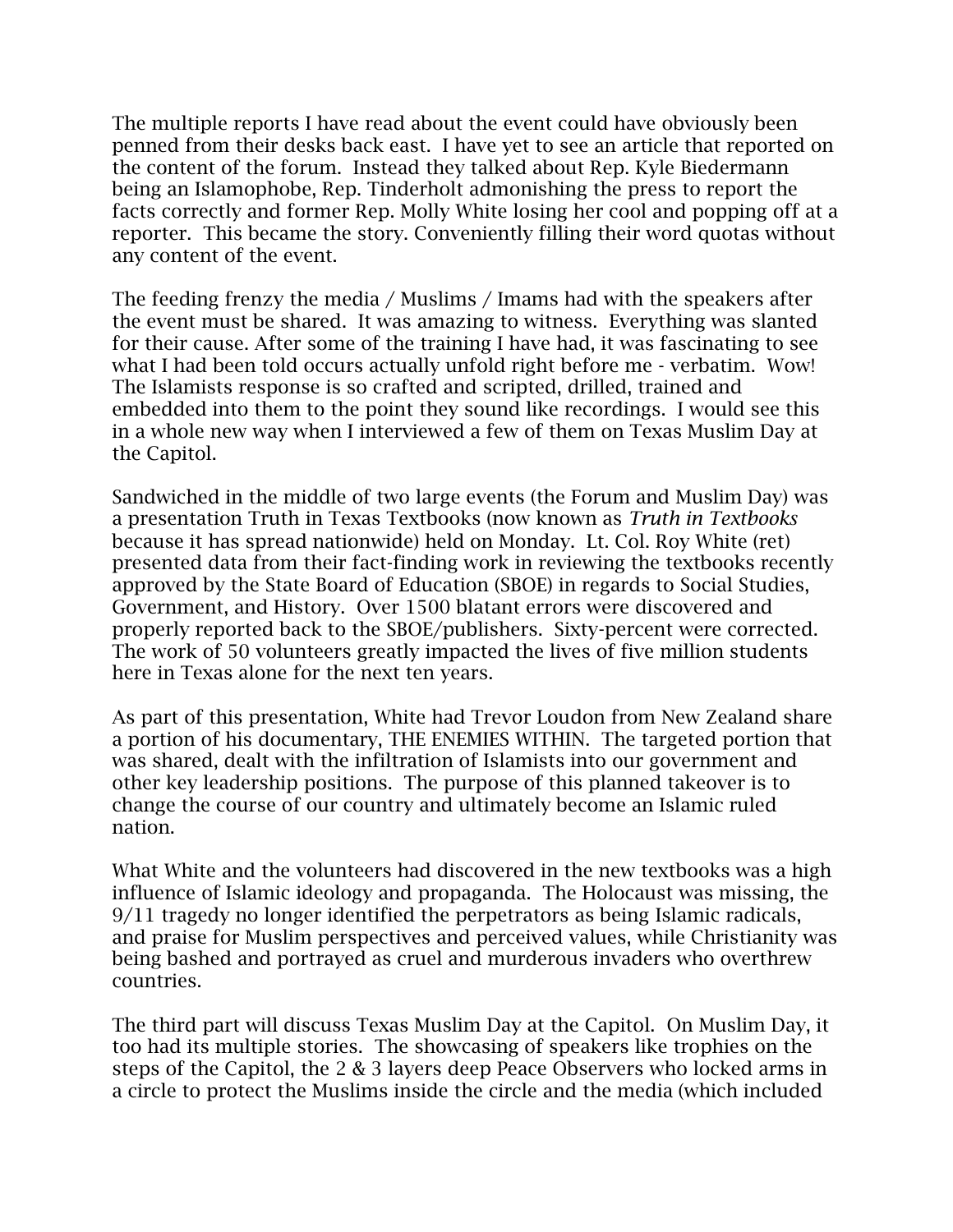The multiple reports I have read about the event could have obviously been penned from their desks back east. I have yet to see an article that reported on the content of the forum. Instead they talked about Rep. Kyle Biedermann being an Islamophobe, Rep. Tinderholt admonishing the press to report the facts correctly and former Rep. Molly White losing her cool and popping off at a reporter. This became the story. Conveniently filling their word quotas without any content of the event.

The feeding frenzy the media / Muslims / Imams had with the speakers after the event must be shared. It was amazing to witness. Everything was slanted for their cause. After some of the training I have had, it was fascinating to see what I had been told occurs actually unfold right before me - verbatim. Wow! The Islamists response is so crafted and scripted, drilled, trained and embedded into them to the point they sound like recordings. I would see this in a whole new way when I interviewed a few of them on Texas Muslim Day at the Capitol.

Sandwiched in the middle of two large events (the Forum and Muslim Day) was a presentation Truth in Texas Textbooks (now known as *Truth in Textbooks* because it has spread nationwide) held on Monday. Lt. Col. Roy White (ret) presented data from their fact-finding work in reviewing the textbooks recently approved by the State Board of Education (SBOE) in regards to Social Studies, Government, and History. Over 1500 blatant errors were discovered and properly reported back to the SBOE/publishers. Sixty-percent were corrected. The work of 50 volunteers greatly impacted the lives of five million students here in Texas alone for the next ten years.

As part of this presentation, White had Trevor Loudon from New Zealand share a portion of his documentary, THE ENEMIES WITHIN. The targeted portion that was shared, dealt with the infiltration of Islamists into our government and other key leadership positions. The purpose of this planned takeover is to change the course of our country and ultimately become an Islamic ruled nation.

What White and the volunteers had discovered in the new textbooks was a high influence of Islamic ideology and propaganda. The Holocaust was missing, the 9/11 tragedy no longer identified the perpetrators as being Islamic radicals, and praise for Muslim perspectives and perceived values, while Christianity was being bashed and portrayed as cruel and murderous invaders who overthrew countries.

The third part will discuss Texas Muslim Day at the Capitol. On Muslim Day, it too had its multiple stories. The showcasing of speakers like trophies on the steps of the Capitol, the 2 & 3 layers deep Peace Observers who locked arms in a circle to protect the Muslims inside the circle and the media (which included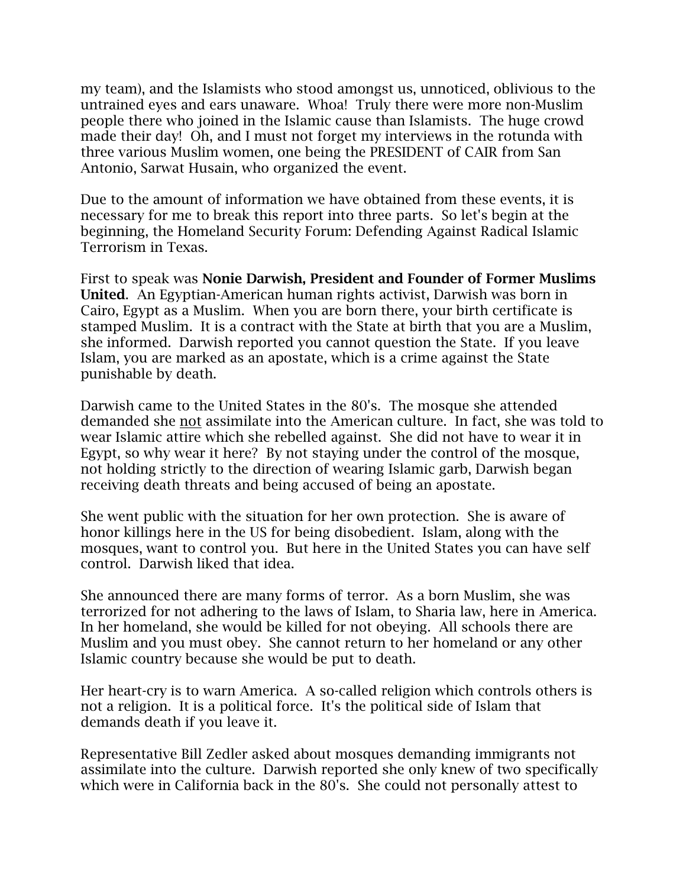my team), and the Islamists who stood amongst us, unnoticed, oblivious to the untrained eyes and ears unaware. Whoa! Truly there were more non-Muslim people there who joined in the Islamic cause than Islamists. The huge crowd made their day! Oh, and I must not forget my interviews in the rotunda with three various Muslim women, one being the PRESIDENT of CAIR from San Antonio, Sarwat Husain, who organized the event.

Due to the amount of information we have obtained from these events, it is necessary for me to break this report into three parts. So let's begin at the beginning, the Homeland Security Forum: Defending Against Radical Islamic Terrorism in Texas.

First to speak was **Nonie Darwish, President and Founder of Former Muslims United**. An Egyptian-American human rights activist, Darwish was born in Cairo, Egypt as a Muslim. When you are born there, your birth certificate is stamped Muslim. It is a contract with the State at birth that you are a Muslim, she informed. Darwish reported you cannot question the State. If you leave Islam, you are marked as an apostate, which is a crime against the State punishable by death.

Darwish came to the United States in the 80's. The mosque she attended demanded she not assimilate into the American culture. In fact, she was told to wear Islamic attire which she rebelled against. She did not have to wear it in Egypt, so why wear it here? By not staying under the control of the mosque, not holding strictly to the direction of wearing Islamic garb, Darwish began receiving death threats and being accused of being an apostate.

She went public with the situation for her own protection. She is aware of honor killings here in the US for being disobedient. Islam, along with the mosques, want to control you. But here in the United States you can have self control. Darwish liked that idea.

She announced there are many forms of terror. As a born Muslim, she was terrorized for not adhering to the laws of Islam, to Sharia law, here in America. In her homeland, she would be killed for not obeying. All schools there are Muslim and you must obey. She cannot return to her homeland or any other Islamic country because she would be put to death.

Her heart-cry is to warn America. A so-called religion which controls others is not a religion. It is a political force. It's the political side of Islam that demands death if you leave it.

Representative Bill Zedler asked about mosques demanding immigrants not assimilate into the culture. Darwish reported she only knew of two specifically which were in California back in the 80's. She could not personally attest to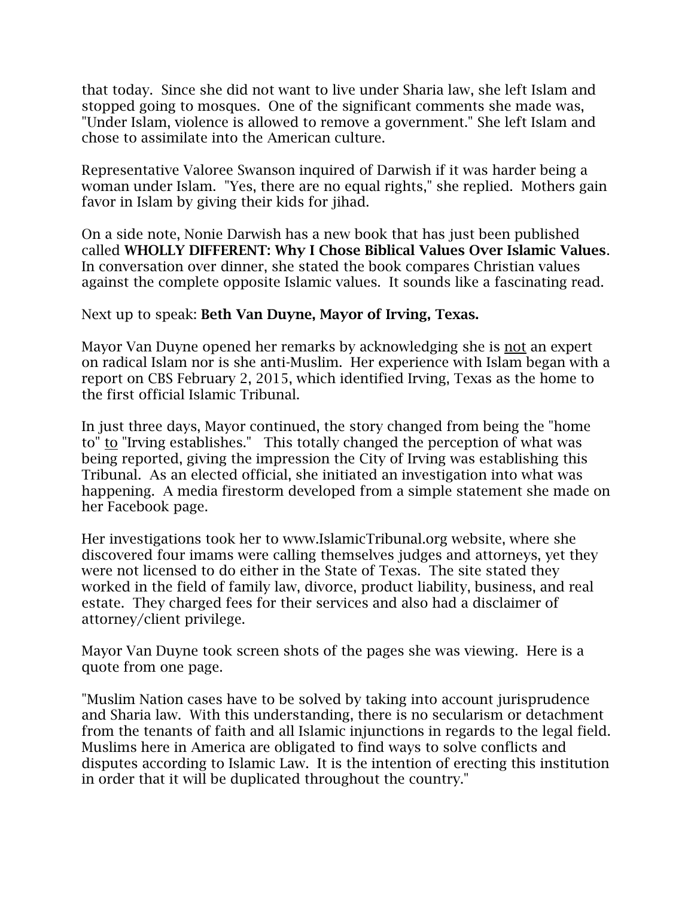that today. Since she did not want to live under Sharia law, she left Islam and stopped going to mosques. One of the significant comments she made was, "Under Islam, violence is allowed to remove a government." She left Islam and chose to assimilate into the American culture.

Representative Valoree Swanson inquired of Darwish if it was harder being a woman under Islam. "Yes, there are no equal rights," she replied. Mothers gain favor in Islam by giving their kids for jihad.

On a side note, Nonie Darwish has a new book that has just been published called **WHOLLY DIFFERENT: Why I Chose Biblical Values Over Islamic Values**. In conversation over dinner, she stated the book compares Christian values against the complete opposite Islamic values. It sounds like a fascinating read.

Next up to speak: **Beth Van Duyne, Mayor of Irving, Texas.**

Mayor Van Duyne opened her remarks by acknowledging she is <u>not</u> an expert on radical Islam nor is she anti-Muslim. Her experience with Islam began with a report on CBS February 2, 2015, which identified Irving, Texas as the home to the first official Islamic Tribunal.

In just three days, Mayor continued, the story changed from being the "home to" <u>to</u> "Irving establishes." This totally changed the perception of what was being reported, giving the impression the City of Irving was establishing this Tribunal. As an elected official, she initiated an investigation into what was happening. A media firestorm developed from a simple statement she made on her Facebook page.

Her investigations took her to www.IslamicTribunal.org website, where she discovered four imams were calling themselves judges and attorneys, yet they were not licensed to do either in the State of Texas. The site stated they worked in the field of family law, divorce, product liability, business, and real estate. They charged fees for their services and also had a disclaimer of attorney/client privilege.

Mayor Van Duyne took screen shots of the pages she was viewing. Here is a quote from one page.

"Muslim Nation cases have to be solved by taking into account jurisprudence and Sharia law. With this understanding, there is no secularism or detachment from the tenants of faith and all Islamic injunctions in regards to the legal field. Muslims here in America are obligated to find ways to solve conflicts and disputes according to Islamic Law. It is the intention of erecting this institution in order that it will be duplicated throughout the country."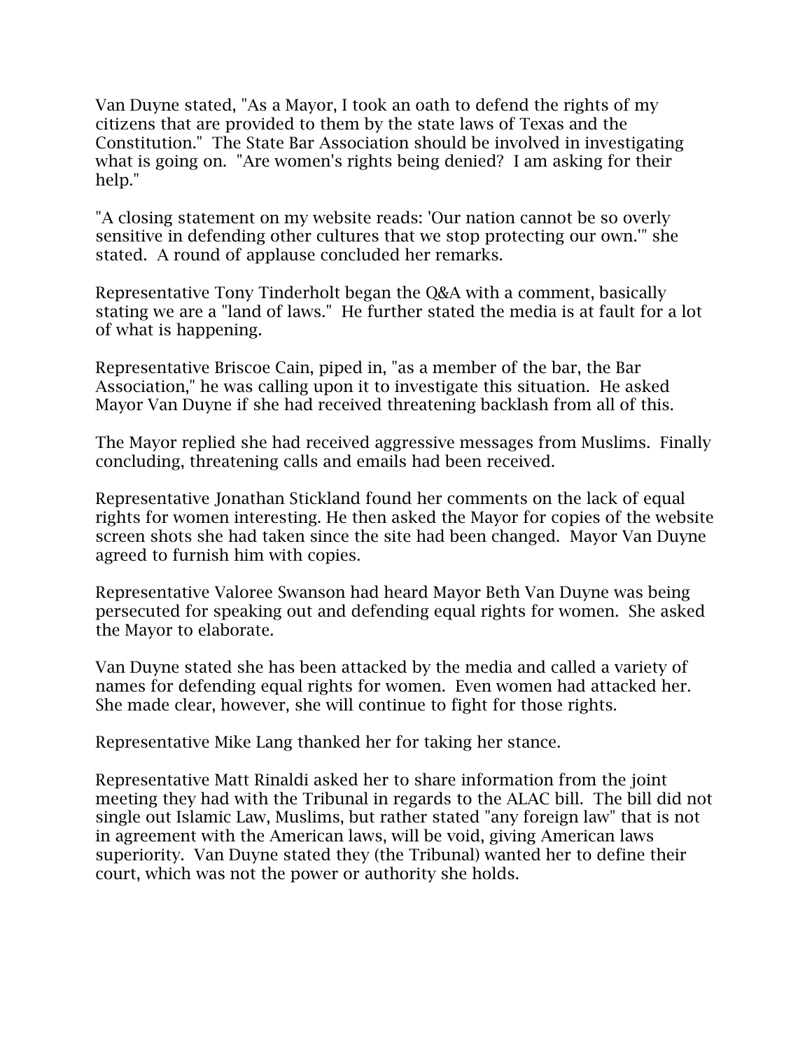Van Duyne stated, "As a Mayor, I took an oath to defend the rights of my citizens that are provided to them by the state laws of Texas and the Constitution." The State Bar Association should be involved in investigating what is going on. "Are women's rights being denied? I am asking for their help."

"A closing statement on my website reads: 'Our nation cannot be so overly sensitive in defending other cultures that we stop protecting our own.'" she stated. A round of applause concluded her remarks.

Representative Tony Tinderholt began the Q&A with a comment, basically stating we are a "land of laws." He further stated the media is at fault for a lot of what is happening.

Representative Briscoe Cain, piped in, "as a member of the bar, the Bar Association," he was calling upon it to investigate this situation. He asked Mayor Van Duyne if she had received threatening backlash from all of this.

The Mayor replied she had received aggressive messages from Muslims. Finally concluding, threatening calls and emails had been received.

Representative Jonathan Stickland found her comments on the lack of equal rights for women interesting. He then asked the Mayor for copies of the website screen shots she had taken since the site had been changed. Mayor Van Duyne agreed to furnish him with copies.

Representative Valoree Swanson had heard Mayor Beth Van Duyne was being persecuted for speaking out and defending equal rights for women. She asked the Mayor to elaborate.

Van Duyne stated she has been attacked by the media and called a variety of names for defending equal rights for women. Even women had attacked her. She made clear, however, she will continue to fight for those rights.

Representative Mike Lang thanked her for taking her stance.

Representative Matt Rinaldi asked her to share information from the joint meeting they had with the Tribunal in regards to the ALAC bill. The bill did not single out Islamic Law, Muslims, but rather stated "any foreign law" that is not in agreement with the American laws, will be void, giving American laws superiority. Van Duyne stated they (the Tribunal) wanted her to define their court, which was not the power or authority she holds.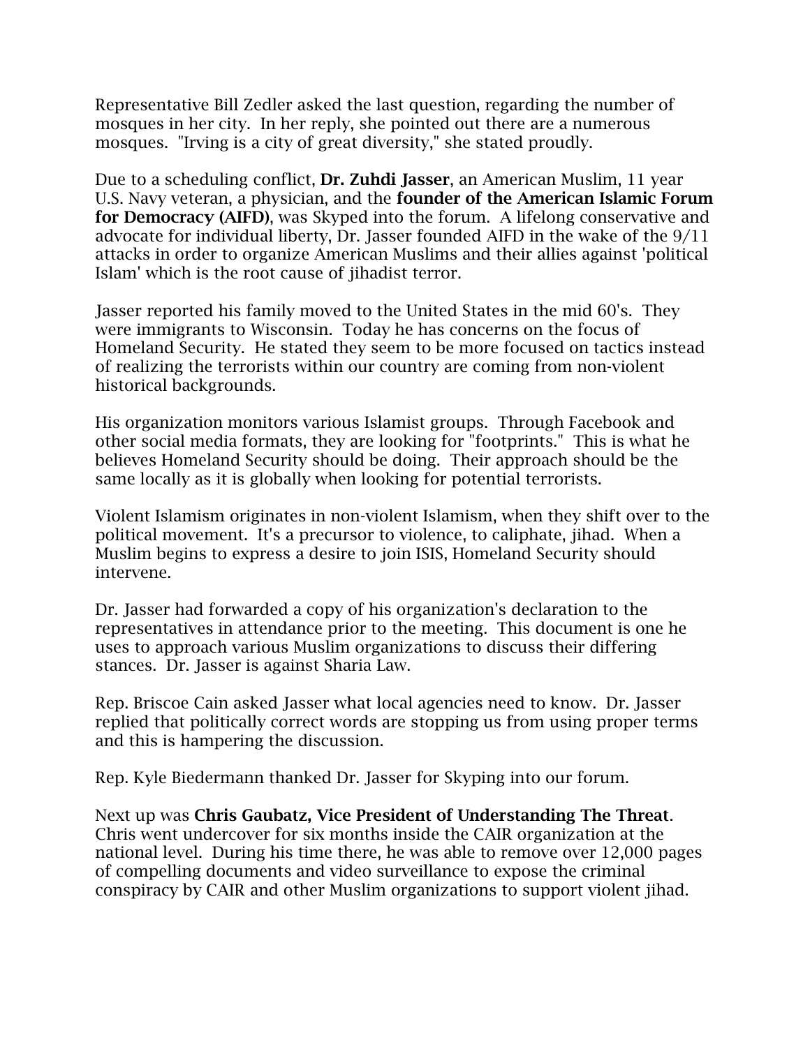Representative Bill Zedler asked the last question, regarding the number of mosques in her city. In her reply, she pointed out there are a numerous mosques. "Irving is a city of great diversity," she stated proudly.

Due to a scheduling conflict, **Dr. Zuhdi Jasser**, an American Muslim, 11 year U.S. Navy veteran, a physician, and the **founder of the American Islamic Forum for Democracy (AIFD)**, was Skyped into the forum. A lifelong conservative and advocate for individual liberty, Dr. Jasser founded AIFD in the wake of the 9/11 attacks in order to organize American Muslims and their allies against 'political Islam' which is the root cause of jihadist terror.

Jasser reported his family moved to the United States in the mid 60's. They were immigrants to Wisconsin. Today he has concerns on the focus of Homeland Security. He stated they seem to be more focused on tactics instead of realizing the terrorists within our country are coming from non-violent historical backgrounds.

His organization monitors various Islamist groups. Through Facebook and other social media formats, they are looking for "footprints." This is what he believes Homeland Security should be doing. Their approach should be the same locally as it is globally when looking for potential terrorists.

Violent Islamism originates in non-violent Islamism, when they shift over to the political movement. It's a precursor to violence, to caliphate, jihad. When a Muslim begins to express a desire to join ISIS, Homeland Security should intervene.

Dr. Jasser had forwarded a copy of his organization's declaration to the representatives in attendance prior to the meeting. This document is one he uses to approach various Muslim organizations to discuss their differing stances. Dr. Jasser is against Sharia Law.

Rep. Briscoe Cain asked Jasser what local agencies need to know. Dr. Jasser replied that politically correct words are stopping us from using proper terms and this is hampering the discussion.

Rep. Kyle Biedermann thanked Dr. Jasser for Skyping into our forum.

Next up was **Chris Gaubatz, Vice President of Understanding The Threat**. Chris went undercover for six months inside the CAIR organization at the national level. During his time there, he was able to remove over 12,000 pages of compelling documents and video surveillance to expose the criminal conspiracy by CAIR and other Muslim organizations to support violent jihad.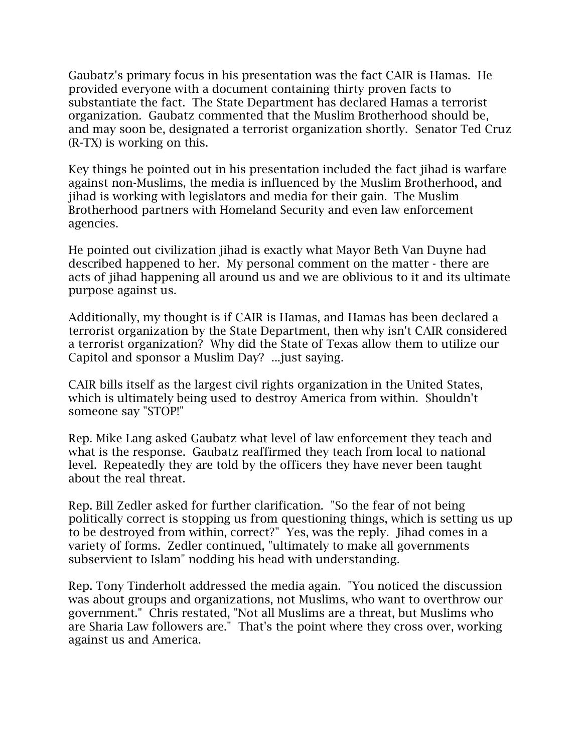Gaubatz's primary focus in his presentation was the fact CAIR is Hamas. He provided everyone with a document containing thirty proven facts to substantiate the fact. The State Department has declared Hamas a terrorist organization. Gaubatz commented that the Muslim Brotherhood should be, and may soon be, designated a terrorist organization shortly. Senator Ted Cruz (R-TX) is working on this.

Key things he pointed out in his presentation included the fact jihad is warfare against non-Muslims, the media is influenced by the Muslim Brotherhood, and jihad is working with legislators and media for their gain. The Muslim Brotherhood partners with Homeland Security and even law enforcement agencies.

He pointed out civilization jihad is exactly what Mayor Beth Van Duyne had described happened to her. My personal comment on the matter - there are acts of jihad happening all around us and we are oblivious to it and its ultimate purpose against us.

Additionally, my thought is if CAIR is Hamas, and Hamas has been declared a terrorist organization by the State Department, then why isn't CAIR considered a terrorist organization? Why did the State of Texas allow them to utilize our Capitol and sponsor a Muslim Day? ...just saying.

CAIR bills itself as the largest civil rights organization in the United States, which is ultimately being used to destroy America from within. Shouldn't someone say "STOP!"

Rep. Mike Lang asked Gaubatz what level of law enforcement they teach and what is the response. Gaubatz reaffirmed they teach from local to national level. Repeatedly they are told by the officers they have never been taught about the real threat.

Rep. Bill Zedler asked for further clarification. "So the fear of not being politically correct is stopping us from questioning things, which is setting us up to be destroyed from within, correct?" Yes, was the reply. Jihad comes in a variety of forms. Zedler continued, "ultimately to make all governments subservient to Islam" nodding his head with understanding.

Rep. Tony Tinderholt addressed the media again. "You noticed the discussion was about groups and organizations, not Muslims, who want to overthrow our government." Chris restated, "Not all Muslims are a threat, but Muslims who are Sharia Law followers are." That's the point where they cross over, working against us and America.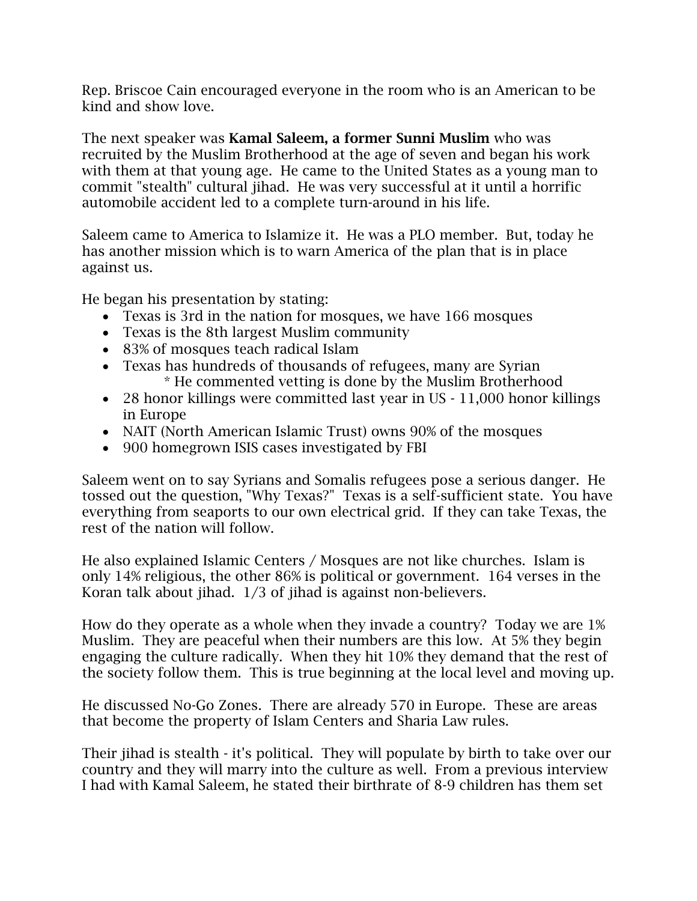Rep. Briscoe Cain encouraged everyone in the room who is an American to be kind and show love.

The next speaker was **Kamal Saleem, a former Sunni Muslim** who was recruited by the Muslim Brotherhood at the age of seven and began his work with them at that young age. He came to the United States as a young man to commit "stealth" cultural jihad. He was very successful at it until a horrific automobile accident led to a complete turn-around in his life.

Saleem came to America to Islamize it. He was a PLO member. But, today he has another mission which is to warn America of the plan that is in place against us.

He began his presentation by stating:

- Texas is 3rd in the nation for mosques, we have 166 mosques
- Texas is the 8th largest Muslim community
- 83% of mosques teach radical Islam
- Texas has hundreds of thousands of refugees, many are Syrian
  * He commented vetting is done by the Muslim Brotherhood
- 28 honor killings were committed last year in US - 11,000 honor killings in Europe
- NAIT (North American Islamic Trust) owns 90% of the mosques
- 900 homegrown ISIS cases investigated by FBI

Saleem went on to say Syrians and Somalis refugees pose a serious danger. He tossed out the question, "Why Texas?" Texas is a self-sufficient state. You have everything from seaports to our own electrical grid. If they can take Texas, the rest of the nation will follow.

He also explained Islamic Centers / Mosques are not like churches. Islam is only 14% religious, the other 86% is political or government. 164 verses in the Koran talk about jihad. 1/3 of jihad is against non-believers.

How do they operate as a whole when they invade a country? Today we are 1% Muslim. They are peaceful when their numbers are this low. At 5% they begin engaging the culture radically. When they hit 10% they demand that the rest of the society follow them. This is true beginning at the local level and moving up.

He discussed No-Go Zones. There are already 570 in Europe. These are areas that become the property of Islam Centers and Sharia Law rules.

Their jihad is stealth - it's political. They will populate by birth to take over our country and they will marry into the culture as well. From a previous interview I had with Kamal Saleem, he stated their birthrate of 8-9 children has them set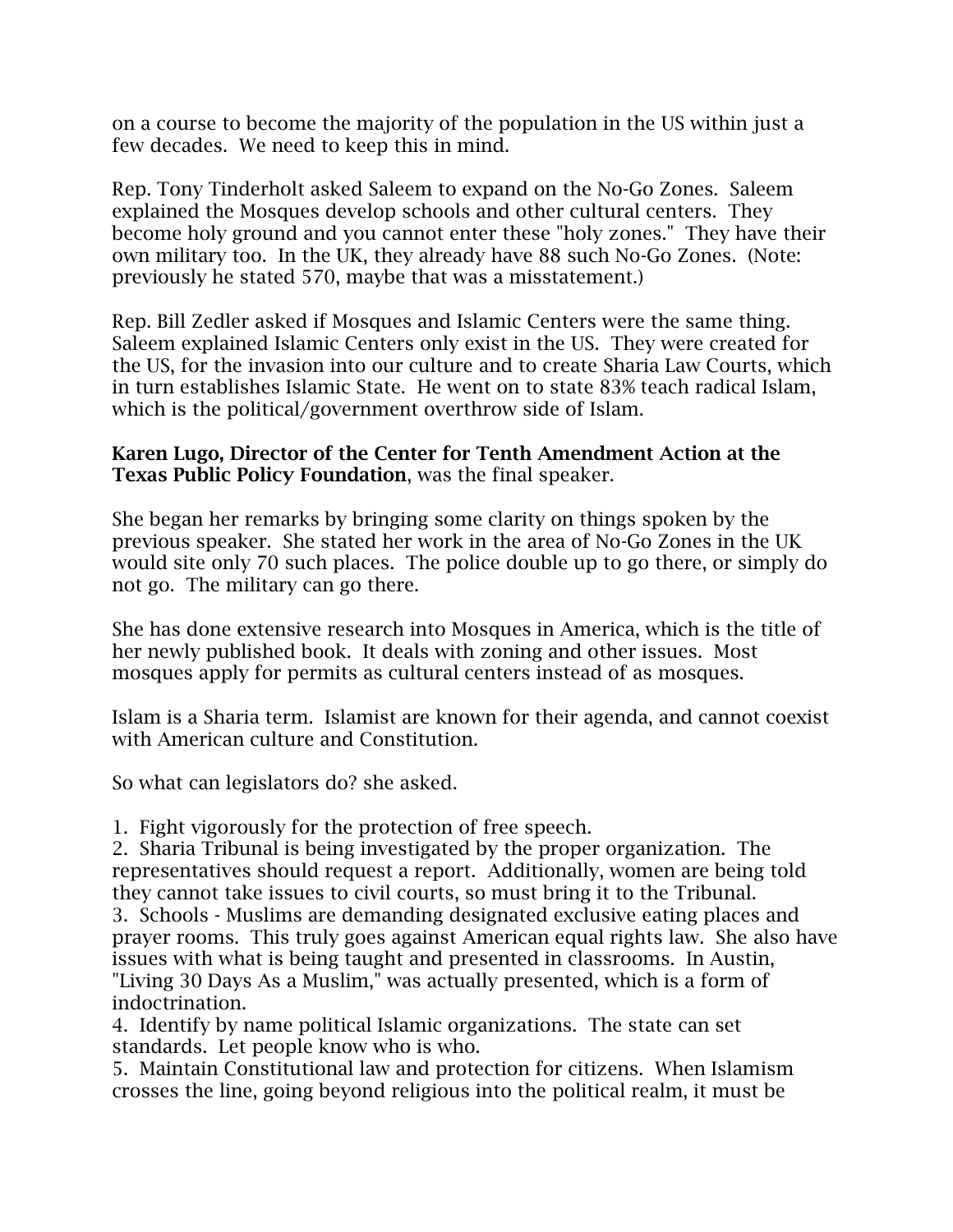on a course to become the majority of the population in the US within just a few decades. We need to keep this in mind.

Rep. Tony Tinderholt asked Saleem to expand on the No-Go Zones. Saleem explained the Mosques develop schools and other cultural centers. They become holy ground and you cannot enter these "holy zones." They have their own military too. In the UK, they already have 88 such No-Go Zones. (Note: previously he stated 570, maybe that was a misstatement.)

Rep. Bill Zedler asked if Mosques and Islamic Centers were the same thing. Saleem explained Islamic Centers only exist in the US. They were created for the US, for the invasion into our culture and to create Sharia Law Courts, which in turn establishes Islamic State. He went on to state 83% teach radical Islam, which is the political/government overthrow side of Islam.

**Karen Lugo, Director of the Center for Tenth Amendment Action at the Texas Public Policy Foundation**, was the final speaker.

She began her remarks by bringing some clarity on things spoken by the previous speaker. She stated her work in the area of No-Go Zones in the UK would site only 70 such places. The police double up to go there, or simply do not go. The military can go there.

She has done extensive research into Mosques in America, which is the title of her newly published book. It deals with zoning and other issues. Most mosques apply for permits as cultural centers instead of as mosques.

Islam is a Sharia term. Islamist are known for their agenda, and cannot coexist with American culture and Constitution.

So what can legislators do? she asked.

1. Fight vigorously for the protection of free speech.
2. Sharia Tribunal is being investigated by the proper organization. The representatives should request a report. Additionally, women are being told they cannot take issues to civil courts, so must bring it to the Tribunal.
3. Schools - Muslims are demanding designated exclusive eating places and prayer rooms. This truly goes against American equal rights law. She also have issues with what is being taught and presented in classrooms. In Austin, "Living 30 Days As a Muslim," was actually presented, which is a form of indoctrination.
4. Identify by name political Islamic organizations. The state can set standards. Let people know who is who.
5. Maintain Constitutional law and protection for citizens. When Islamism crosses the line, going beyond religious into the political realm, it must be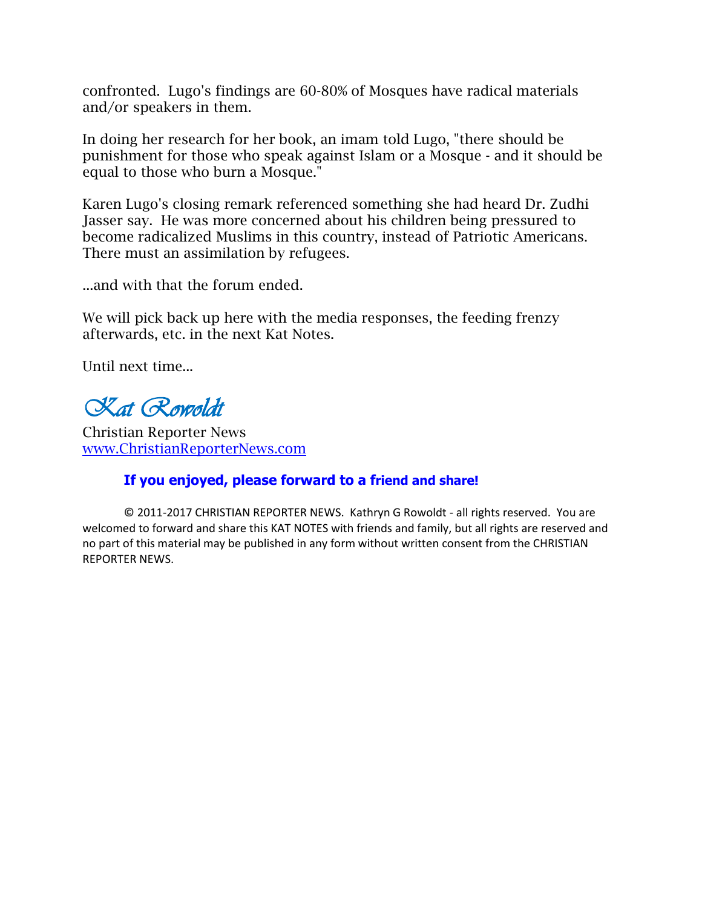confronted. Lugo's findings are 60-80% of Mosques have radical materials and/or speakers in them.

In doing her research for her book, an imam told Lugo, "there should be punishment for those who speak against Islam or a Mosque - and it should be equal to those who burn a Mosque."

Karen Lugo's closing remark referenced something she had heard Dr. Zudhi Jasser say. He was more concerned about his children being pressured to become radicalized Muslims in this country, instead of Patriotic Americans. There must an assimilation by refugees.

...and with that the forum ended.

We will pick back up here with the media responses, the feeding frenzy afterwards, etc. in the next Kat Notes.

Until next time...

*Kat Rowoldt*

Christian Reporter News
[www.ChristianReporterNews.com](http://www.ChristianReporterNews.com)

**If you enjoyed, please forward to a friend and share!**

© 2011-2017 CHRISTIAN REPORTER NEWS. Kathryn G Rowoldt - all rights reserved. You are welcomed to forward and share this KAT NOTES with friends and family, but all rights are reserved and no part of this material may be published in any form without written consent from the CHRISTIAN REPORTER NEWS.